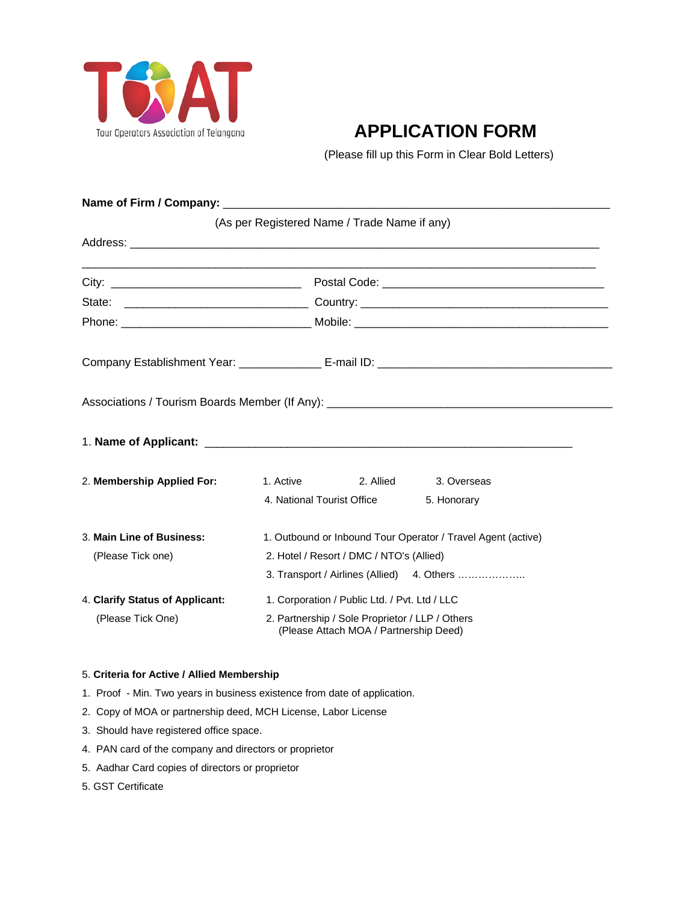TOAT
Tour Operators Association of Telangana

# APPLICATION FORM

(Please fill up this Form in Clear Bold Letters)

**Name of Firm / Company:** ____________________________________________________________

(As per Registered Name / Trade Name if any)

Address: ____________________________________________________________________________

_____________________________________________________________________________________

City: ______________________________ Postal Code: __________________________________

State: _____________________________ Country: ______________________________________

Phone: _____________________________ Mobile: _______________________________________

Company Establishment Year: _____________ E-mail ID: _________________________________

Associations / Tourism Boards Member (If Any): _____________________________________________

1. **Name of Applicant:** ___________________________________________________________

2. **Membership Applied For:**
   1. Active
   2. Allied
   3. Overseas
   4. National Tourist Office
   5. Honorary

3. **Main Line of Business:** (Please Tick one)
   1. Outbound or Inbound Tour Operator / Travel Agent (active)
   2. Hotel / Resort / DMC / NTO's (Allied)
   3. Transport / Airlines (Allied)
   4. Others ………………..

4. **Clarify Status of Applicant:** (Please Tick One)
   1. Corporation / Public Ltd. / Pvt. Ltd / LLC
   2. Partnership / Sole Proprietor / LLP / Others (Please Attach MOA / Partnership Deed)

5. **Criteria for Active / Allied Membership**

1. Proof - Min. Two years in business existence from date of application.
2. Copy of MOA or partnership deed, MCH License, Labor License
3. Should have registered office space.
4. PAN card of the company and directors or proprietor
5. Aadhar Card copies of directors or proprietor
5. GST Certificate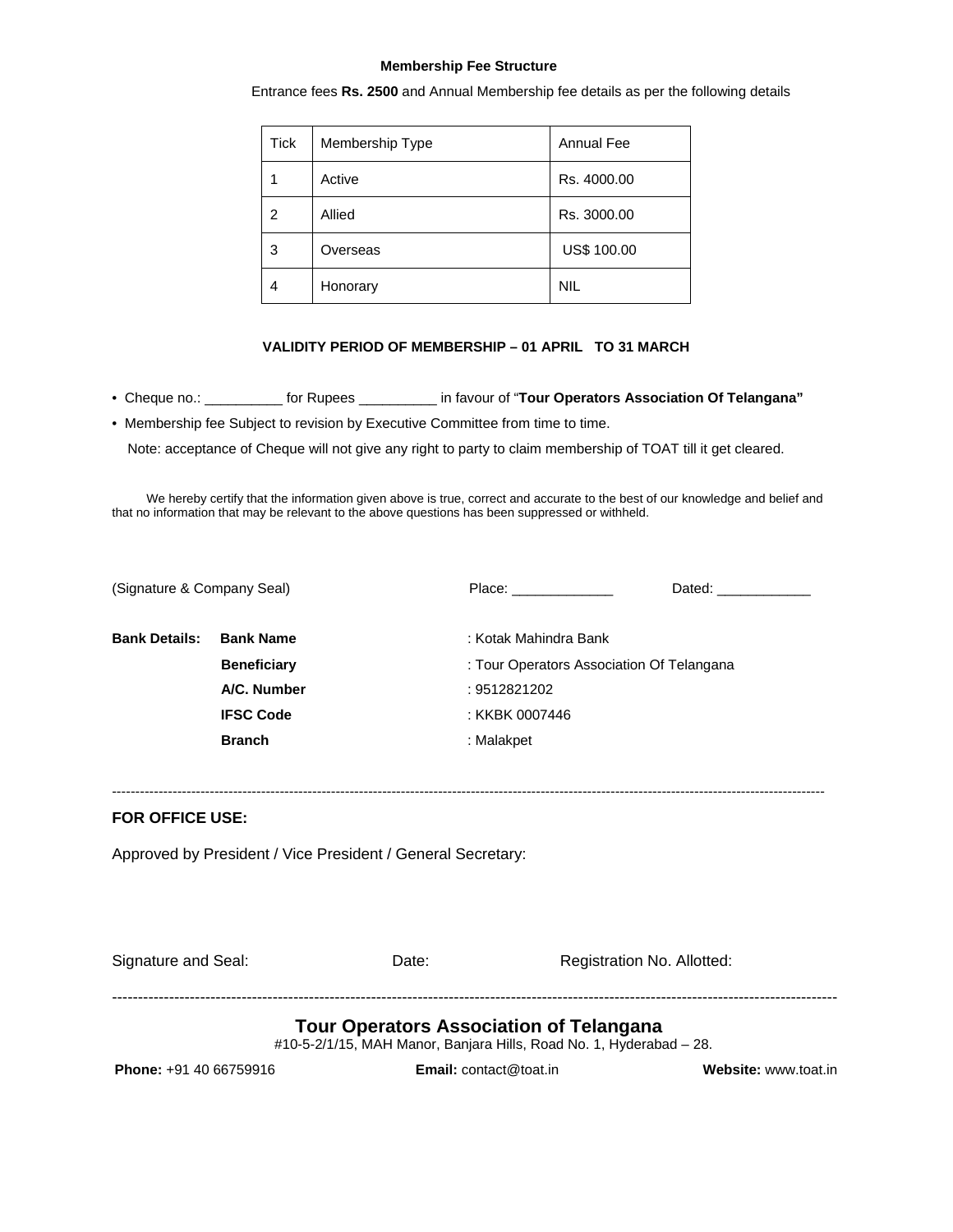**Membership Fee Structure**

Entrance fees **Rs. 2500** and Annual Membership fee details as per the following details

| Tick | Membership Type | Annual Fee |
|---|---|---|
| 1 | Active | Rs. 4000.00 |
| 2 | Allied | Rs. 3000.00 |
| 3 | Overseas | US$ 100.00 |
| 4 | Honorary | NIL |

**VALIDITY PERIOD OF MEMBERSHIP – 01 APRIL TO 31 MARCH**

- Cheque no.: __________ for Rupees __________ in favour of "**Tour Operators Association Of Telangana"**
- Membership fee Subject to revision by Executive Committee from time to time.

Note: acceptance of Cheque will not give any right to party to claim membership of TOAT till it get cleared.

We hereby certify that the information given above is true, correct and accurate to the best of our knowledge and belief and that no information that may be relevant to the above questions has been suppressed or withheld.

(Signature & Company Seal) Place: _____________ Dated: ____________

**Bank Details:**

| | | |
|---|---|---|
| | **Bank Name** | : Kotak Mahindra Bank |
| | **Beneficiary** | : Tour Operators Association Of Telangana |
| | **A/C. Number** | : 9512821202 |
| | **IFSC Code** | : KKBK 0007446 |
| | **Branch** | : Malakpet |

---

**FOR OFFICE USE:**

Approved by President / Vice President / General Secretary:

Signature and Seal: Date: Registration No. Allotted:

---

**Tour Operators Association of Telangana**

#10-5-2/1/15, MAH Manor, Banjara Hills, Road No. 1, Hyderabad – 28.

**Phone:** +91 40 66759916 **Email:** contact@toat.in **Website:** www.toat.in